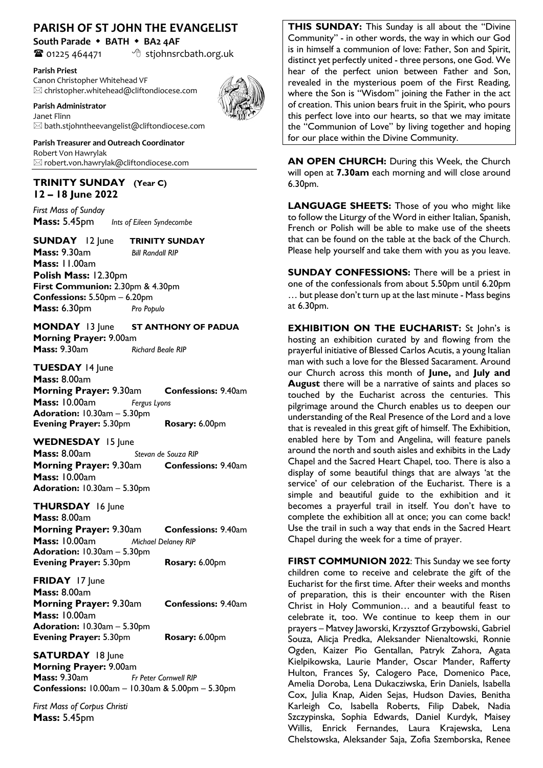# PARISH OF ST JOHN THE EVANGELIST

**South Parade • BATH • BA2 4AF**

☎ 01225 464471 stjohnsrcbath.org.uk

**Parish Priest**
Canon Christopher Whitehead VF
✉ christopher.whitehead@cliftondiocese.com

**Parish Administrator**
Janet Flinn
✉ bath.stjohntheevangelist@cliftondiocese.com

**Parish Treasurer and Outreach Coordinator**
Robert Von Hawrylak
✉ robert.von.hawrylak@cliftondiocese.com

## TRINITY SUNDAY (Year C)
## 12 – 18 June 2022

*First Mass of Sunday*
**Mass:** 5.45pm *Ints of Eileen Syndecombe*

**SUNDAY** 12 June **TRINITY SUNDAY**
**Mass:** 9.30am *Bill Randall RIP*
**Mass:** 11.00am
**Polish Mass:** 12.30pm
**First Communion:** 2.30pm & 4.30pm
**Confessions:** 5.50pm – 6.20pm
**Mass:** 6.30pm *Pro Populo*

**MONDAY** 13 June **ST ANTHONY OF PADUA**
**Morning Prayer:** 9.00am
**Mass:** 9.30am *Richard Beale RIP*

**TUESDAY** 14 June
**Mass:** 8.00am
**Morning Prayer:** 9.30am **Confessions:** 9.40am
**Mass:** 10.00am *Fergus Lyons*
**Adoration:** 10.30am – 5.30pm
**Evening Prayer:** 5.30pm **Rosary:** 6.00pm

**WEDNESDAY** 15 June
**Mass:** 8.00am *Stevan de Souza RIP*
**Morning Prayer:** 9.30am **Confessions:** 9.40am
**Mass:** 10.00am
**Adoration:** 10.30am – 5.30pm

**THURSDAY** 16 June
**Mass:** 8.00am
**Morning Prayer:** 9.30am **Confessions:** 9.40am
**Mass:** 10.00am *Michael Delaney RIP*
**Adoration:** 10.30am – 5.30pm
**Evening Prayer:** 5.30pm **Rosary:** 6.00pm

**FRIDAY** 17 June
**Mass:** 8.00am
**Morning Prayer:** 9.30am **Confessions:** 9.40am
**Mass:** 10.00am
**Adoration:** 10.30am – 5.30pm
**Evening Prayer:** 5.30pm **Rosary:** 6.00pm

**SATURDAY** 18 June
**Morning Prayer:** 9.00am
**Mass:** 9.30am *Fr Peter Cornwell RIP*
**Confessions:** 10.00am – 10.30am & 5.00pm – 5.30pm

*First Mass of Corpus Christi*
**Mass:** 5.45pm

**THIS SUNDAY:** This Sunday is all about the "Divine Community" - in other words, the way in which our God is in himself a communion of love: Father, Son and Spirit, distinct yet perfectly united - three persons, one God. We hear of the perfect union between Father and Son, revealed in the mysterious poem of the First Reading, where the Son is "Wisdom" joining the Father in the act of creation. This union bears fruit in the Spirit, who pours this perfect love into our hearts, so that we may imitate the "Communion of Love" by living together and hoping for our place within the Divine Community.

**AN OPEN CHURCH:** During this Week, the Church will open at **7.30am** each morning and will close around 6.30pm.

**LANGUAGE SHEETS:** Those of you who might like to follow the Liturgy of the Word in either Italian, Spanish, French or Polish will be able to make use of the sheets that can be found on the table at the back of the Church. Please help yourself and take them with you as you leave.

**SUNDAY CONFESSIONS:** There will be a priest in one of the confessionals from about 5.50pm until 6.20pm … but please don't turn up at the last minute - Mass begins at 6.30pm.

**EXHIBITION ON THE EUCHARIST:** St John's is hosting an exhibition curated by and flowing from the prayerful initiative of Blessed Carlos Acutis, a young Italian man with such a love for the Blessed Sacarament. Around our Church across this month of **June,** and **July and August** there will be a narrative of saints and places so touched by the Eucharist across the centuries. This pilgrimage around the Church enables us to deepen our understanding of the Real Presence of the Lord and a love that is revealed in this great gift of himself. The Exhibition, enabled here by Tom and Angelina, will feature panels around the north and south aisles and exhibits in the Lady Chapel and the Sacred Heart Chapel, too. There is also a display of some beautiful things that are always 'at the service' of our celebration of the Eucharist. There is a simple and beautiful guide to the exhibition and it becomes a prayerful trail in itself. You don't have to complete the exhibition all at once; you can come back! Use the trail in such a way that ends in the Sacred Heart Chapel during the week for a time of prayer.

**FIRST COMMUNION 2022**: This Sunday we see forty children come to receive and celebrate the gift of the Eucharist for the first time. After their weeks and months of preparation, this is their encounter with the Risen Christ in Holy Communion… and a beautiful feast to celebrate it, too. We continue to keep them in our prayers – Matvey Jaworski, Krzysztof Grzybowski, Gabriel Souza, Alicja Predka, Aleksander Nienaltowski, Ronnie Ogden, Kaizer Pio Gentallan, Patryk Zahora, Agata Kielpikowska, Laurie Mander, Oscar Mander, Rafferty Hulton, Frances Sy, Calogero Pace, Domenico Pace, Amelia Doroba, Lena Dukacziwska, Erin Daniels, Isabella Cox, Julia Knap, Aiden Sejas, Hudson Davies, Benitha Karleigh Co, Isabella Roberts, Filip Dabek, Nadia Szczypinska, Sophia Edwards, Daniel Kurdyk, Maisey Willis, Enrick Fernandes, Laura Krajewska, Lena Chelstowska, Aleksander Saja, Zofia Szemborska, Renee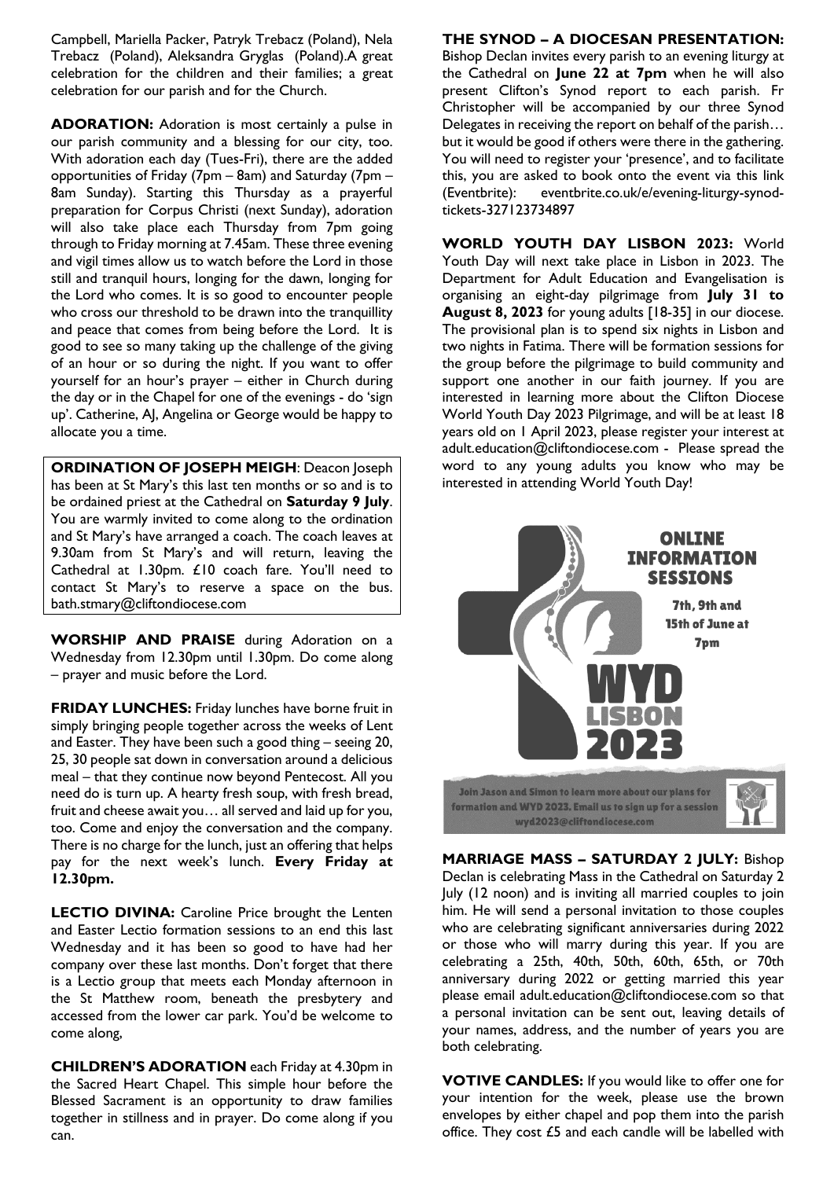Campbell, Mariella Packer, Patryk Trebacz (Poland), Nela Trebacz (Poland), Aleksandra Gryglas (Poland).A great celebration for the children and their families; a great celebration for our parish and for the Church.

**ADORATION:** Adoration is most certainly a pulse in our parish community and a blessing for our city, too. With adoration each day (Tues-Fri), there are the added opportunities of Friday (7pm – 8am) and Saturday (7pm – 8am Sunday). Starting this Thursday as a prayerful preparation for Corpus Christi (next Sunday), adoration will also take place each Thursday from 7pm going through to Friday morning at 7.45am. These three evening and vigil times allow us to watch before the Lord in those still and tranquil hours, longing for the dawn, longing for the Lord who comes. It is so good to encounter people who cross our threshold to be drawn into the tranquillity and peace that comes from being before the Lord. It is good to see so many taking up the challenge of the giving of an hour or so during the night. If you want to offer yourself for an hour's prayer – either in Church during the day or in the Chapel for one of the evenings - do 'sign up'. Catherine, AJ, Angelina or George would be happy to allocate you a time.

**ORDINATION OF JOSEPH MEIGH**: Deacon Joseph has been at St Mary's this last ten months or so and is to be ordained priest at the Cathedral on **Saturday 9 July**. You are warmly invited to come along to the ordination and St Mary's have arranged a coach. The coach leaves at 9.30am from St Mary's and will return, leaving the Cathedral at 1.30pm. £10 coach fare. You'll need to contact St Mary's to reserve a space on the bus. bath.stmary@cliftondiocese.com

**WORSHIP AND PRAISE** during Adoration on a Wednesday from 12.30pm until 1.30pm. Do come along – prayer and music before the Lord.

**FRIDAY LUNCHES:** Friday lunches have borne fruit in simply bringing people together across the weeks of Lent and Easter. They have been such a good thing – seeing 20, 25, 30 people sat down in conversation around a delicious meal – that they continue now beyond Pentecost. All you need do is turn up. A hearty fresh soup, with fresh bread, fruit and cheese await you… all served and laid up for you, too. Come and enjoy the conversation and the company. There is no charge for the lunch, just an offering that helps pay for the next week's lunch. **Every Friday at 12.30pm.**

**LECTIO DIVINA:** Caroline Price brought the Lenten and Easter Lectio formation sessions to an end this last Wednesday and it has been so good to have had her company over these last months. Don't forget that there is a Lectio group that meets each Monday afternoon in the St Matthew room, beneath the presbytery and accessed from the lower car park. You'd be welcome to come along,

**CHILDREN'S ADORATION** each Friday at 4.30pm in the Sacred Heart Chapel. This simple hour before the Blessed Sacrament is an opportunity to draw families together in stillness and in prayer. Do come along if you can.

**THE SYNOD – A DIOCESAN PRESENTATION:** Bishop Declan invites every parish to an evening liturgy at the Cathedral on **June 22 at 7pm** when he will also present Clifton's Synod report to each parish. Fr Christopher will be accompanied by our three Synod Delegates in receiving the report on behalf of the parish… but it would be good if others were there in the gathering. You will need to register your 'presence', and to facilitate this, you are asked to book onto the event via this link (Eventbrite): eventbrite.co.uk/e/evening-liturgy-synod-tickets-327123734897

**WORLD YOUTH DAY LISBON 2023:** World Youth Day will next take place in Lisbon in 2023. The Department for Adult Education and Evangelisation is organising an eight-day pilgrimage from **July 31 to August 8, 2023** for young adults [18-35] in our diocese. The provisional plan is to spend six nights in Lisbon and two nights in Fatima. There will be formation sessions for the group before the pilgrimage to build community and support one another in our faith journey. If you are interested in learning more about the Clifton Diocese World Youth Day 2023 Pilgrimage, and will be at least 18 years old on 1 April 2023, please register your interest at adult.education@cliftondiocese.com - Please spread the word to any young adults you know who may be interested in attending World Youth Day!

**ONLINE INFORMATION SESSIONS**

7th, 9th and 15th of June at 7pm

WYD LISBON 2023

Join Jason and Simon to learn more about our plans for formation and WYD 2023. Email us to sign up for a session wyd2023@cliftondiocese.com

**MARRIAGE MASS – SATURDAY 2 JULY:** Bishop Declan is celebrating Mass in the Cathedral on Saturday 2 July (12 noon) and is inviting all married couples to join him. He will send a personal invitation to those couples who are celebrating significant anniversaries during 2022 or those who will marry during this year. If you are celebrating a 25th, 40th, 50th, 60th, 65th, or 70th anniversary during 2022 or getting married this year please email adult.education@cliftondiocese.com so that a personal invitation can be sent out, leaving details of your names, address, and the number of years you are both celebrating.

**VOTIVE CANDLES:** If you would like to offer one for your intention for the week, please use the brown envelopes by either chapel and pop them into the parish office. They cost £5 and each candle will be labelled with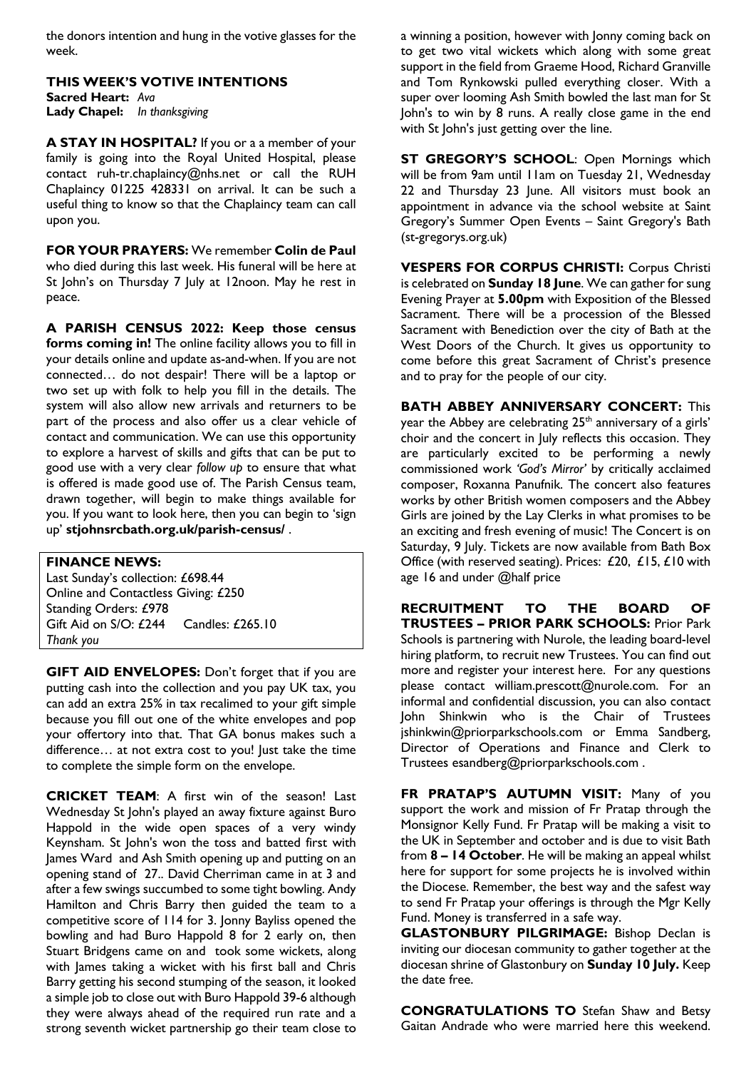the donors intention and hung in the votive glasses for the week.

**THIS WEEK'S VOTIVE INTENTIONS**
**Sacred Heart:** *Ava*
**Lady Chapel:** *In thanksgiving*

**A STAY IN HOSPITAL?** If you or a a member of your family is going into the Royal United Hospital, please contact ruh-tr.chaplaincy@nhs.net or call the RUH Chaplaincy 01225 428331 on arrival. It can be such a useful thing to know so that the Chaplaincy team can call upon you.

**FOR YOUR PRAYERS:** We remember **Colin de Paul** who died during this last week. His funeral will be here at St John's on Thursday 7 July at 12noon. May he rest in peace.

**A PARISH CENSUS 2022: Keep those census forms coming in!** The online facility allows you to fill in your details online and update as-and-when. If you are not connected… do not despair! There will be a laptop or two set up with folk to help you fill in the details. The system will also allow new arrivals and returners to be part of the process and also offer us a clear vehicle of contact and communication. We can use this opportunity to explore a harvest of skills and gifts that can be put to good use with a very clear *follow up* to ensure that what is offered is made good use of. The Parish Census team, drawn together, will begin to make things available for you. If you want to look here, then you can begin to 'sign up' **stjohnsrcbath.org.uk/parish-census/** .

**FINANCE NEWS:**
Last Sunday's collection: £698.44
Online and Contactless Giving: £250
Standing Orders: £978
Gift Aid on S/O: £244 Candles: £265.10
*Thank you*

**GIFT AID ENVELOPES:** Don't forget that if you are putting cash into the collection and you pay UK tax, you can add an extra 25% in tax recalimed to your gift simple because you fill out one of the white envelopes and pop your offertory into that. That GA bonus makes such a difference… at not extra cost to you! Just take the time to complete the simple form on the envelope.

**CRICKET TEAM**: A first win of the season! Last Wednesday St John's played an away fixture against Buro Happold in the wide open spaces of a very windy Keynsham. St John's won the toss and batted first with James Ward and Ash Smith opening up and putting on an opening stand of 27.. David Cherriman came in at 3 and after a few swings succumbed to some tight bowling. Andy Hamilton and Chris Barry then guided the team to a competitive score of 114 for 3. Jonny Bayliss opened the bowling and had Buro Happold 8 for 2 early on, then Stuart Bridgens came on and took some wickets, along with James taking a wicket with his first ball and Chris Barry getting his second stumping of the season, it looked a simple job to close out with Buro Happold 39-6 although they were always ahead of the required run rate and a strong seventh wicket partnership go their team close to a winning a position, however with Jonny coming back on to get two vital wickets which along with some great support in the field from Graeme Hood, Richard Granville and Tom Rynkowski pulled everything closer. With a super over looming Ash Smith bowled the last man for St John's to win by 8 runs. A really close game in the end with St John's just getting over the line.

**ST GREGORY'S SCHOOL**: Open Mornings which will be from 9am until 11am on Tuesday 21, Wednesday 22 and Thursday 23 June. All visitors must book an appointment in advance via the school website at Saint Gregory's Summer Open Events – Saint Gregory's Bath (st-gregorys.org.uk)

**VESPERS FOR CORPUS CHRISTI:** Corpus Christi is celebrated on **Sunday 18 June**. We can gather for sung Evening Prayer at **5.00pm** with Exposition of the Blessed Sacrament. There will be a procession of the Blessed Sacrament with Benediction over the city of Bath at the West Doors of the Church. It gives us opportunity to come before this great Sacrament of Christ's presence and to pray for the people of our city.

**BATH ABBEY ANNIVERSARY CONCERT:** This year the Abbey are celebrating 25th anniversary of a girls' choir and the concert in July reflects this occasion. They are particularly excited to be performing a newly commissioned work *'God's Mirror'* by critically acclaimed composer, Roxanna Panufnik. The concert also features works by other British women composers and the Abbey Girls are joined by the Lay Clerks in what promises to be an exciting and fresh evening of music! The Concert is on Saturday, 9 July. Tickets are now available from Bath Box Office (with reserved seating). Prices: £20, £15, £10 with age 16 and under @half price

**RECRUITMENT TO THE BOARD OF TRUSTEES – PRIOR PARK SCHOOLS:** Prior Park Schools is partnering with Nurole, the leading board-level hiring platform, to recruit new Trustees. You can find out more and register your interest here. For any questions please contact william.prescott@nurole.com. For an informal and confidential discussion, you can also contact John Shinkwin who is the Chair of Trustees jshinkwin@priorparkschools.com or Emma Sandberg, Director of Operations and Finance and Clerk to Trustees esandberg@priorparkschools.com .

**FR PRATAP'S AUTUMN VISIT:** Many of you support the work and mission of Fr Pratap through the Monsignor Kelly Fund. Fr Pratap will be making a visit to the UK in September and october and is due to visit Bath from **8 – 14 October**. He will be making an appeal whilst here for support for some projects he is involved within the Diocese. Remember, the best way and the safest way to send Fr Pratap your offerings is through the Mgr Kelly Fund. Money is transferred in a safe way.

**GLASTONBURY PILGRIMAGE:** Bishop Declan is inviting our diocesan community to gather together at the diocesan shrine of Glastonbury on **Sunday 10 July.** Keep the date free.

**CONGRATULATIONS TO** Stefan Shaw and Betsy Gaitan Andrade who were married here this weekend.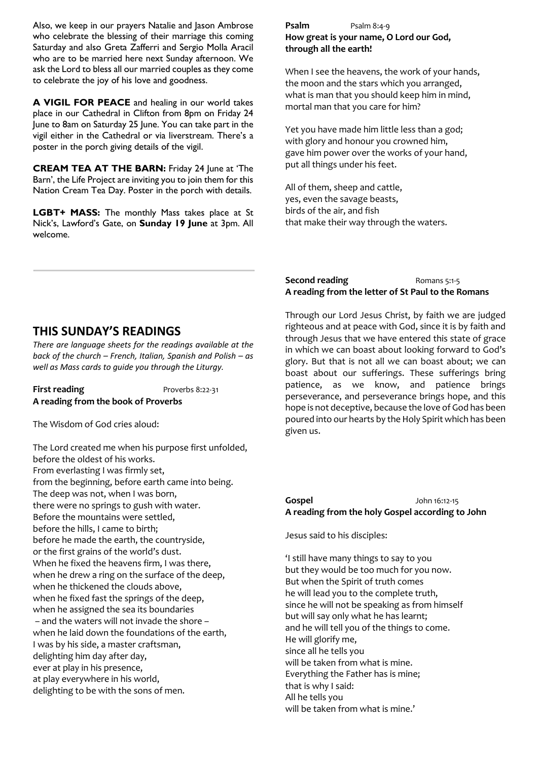Also, we keep in our prayers Natalie and Jason Ambrose who celebrate the blessing of their marriage this coming Saturday and also Greta Zafferri and Sergio Molla Aracil who are to be married here next Sunday afternoon. We ask the Lord to bless all our married couples as they come to celebrate the joy of his love and goodness.

**A VIGIL FOR PEACE** and healing in our world takes place in our Cathedral in Clifton from 8pm on Friday 24 June to 8am on Saturday 25 June. You can take part in the vigil either in the Cathedral or via liverstream. There's a poster in the porch giving details of the vigil.

**CREAM TEA AT THE BARN:** Friday 24 June at 'The Barn', the Life Project are inviting you to join them for this Nation Cream Tea Day. Poster in the porch with details.

**LGBT+ MASS:** The monthly Mass takes place at St Nick's, Lawford's Gate, on **Sunday 19 June** at 3pm. All welcome.

## THIS SUNDAY'S READINGS

*There are language sheets for the readings available at the back of the church – French, Italian, Spanish and Polish – as well as Mass cards to guide you through the Liturgy.*

**First reading** Proverbs 8:22-31
**A reading from the book of Proverbs**

The Wisdom of God cries aloud:

The Lord created me when his purpose first unfolded,
before the oldest of his works.
From everlasting I was firmly set,
from the beginning, before earth came into being.
The deep was not, when I was born,
there were no springs to gush with water.
Before the mountains were settled,
before the hills, I came to birth;
before he made the earth, the countryside,
or the first grains of the world's dust.
When he fixed the heavens firm, I was there,
when he drew a ring on the surface of the deep,
when he thickened the clouds above,
when he fixed fast the springs of the deep,
when he assigned the sea its boundaries
– and the waters will not invade the shore –
when he laid down the foundations of the earth,
I was by his side, a master craftsman,
delighting him day after day,
ever at play in his presence,
at play everywhere in his world,
delighting to be with the sons of men.

**Psalm** Psalm 8:4-9
**How great is your name, O Lord our God, through all the earth!**

When I see the heavens, the work of your hands,
the moon and the stars which you arranged,
what is man that you should keep him in mind,
mortal man that you care for him?

Yet you have made him little less than a god;
with glory and honour you crowned him,
gave him power over the works of your hand,
put all things under his feet.

All of them, sheep and cattle,
yes, even the savage beasts,
birds of the air, and fish
that make their way through the waters.

**Second reading** Romans 5:1-5
**A reading from the letter of St Paul to the Romans**

Through our Lord Jesus Christ, by faith we are judged righteous and at peace with God, since it is by faith and through Jesus that we have entered this state of grace in which we can boast about looking forward to God's glory. But that is not all we can boast about; we can boast about our sufferings. These sufferings bring patience, as we know, and patience brings perseverance, and perseverance brings hope, and this hope is not deceptive, because the love of God has been poured into our hearts by the Holy Spirit which has been given us.

**Gospel** John 16:12-15
**A reading from the holy Gospel according to John**

Jesus said to his disciples:

'I still have many things to say to you
but they would be too much for you now.
But when the Spirit of truth comes
he will lead you to the complete truth,
since he will not be speaking as from himself
but will say only what he has learnt;
and he will tell you of the things to come.
He will glorify me,
since all he tells you
will be taken from what is mine.
Everything the Father has is mine;
that is why I said:
All he tells you
will be taken from what is mine.'